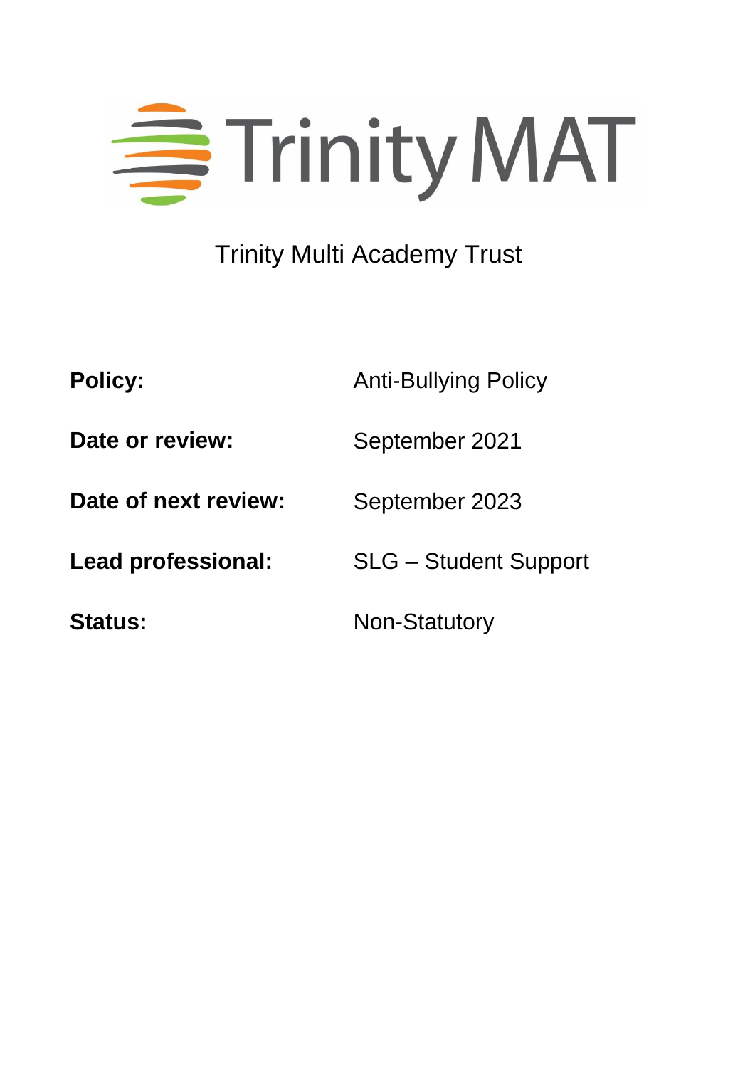Trinity MAT

# Trinity Multi Academy Trust

| | |
|---|---|
| **Policy:** | Anti-Bullying Policy |
| **Date or review:** | September 2021 |
| **Date of next review:** | September 2023 |
| **Lead professional:** | SLG – Student Support |
| **Status:** | Non-Statutory |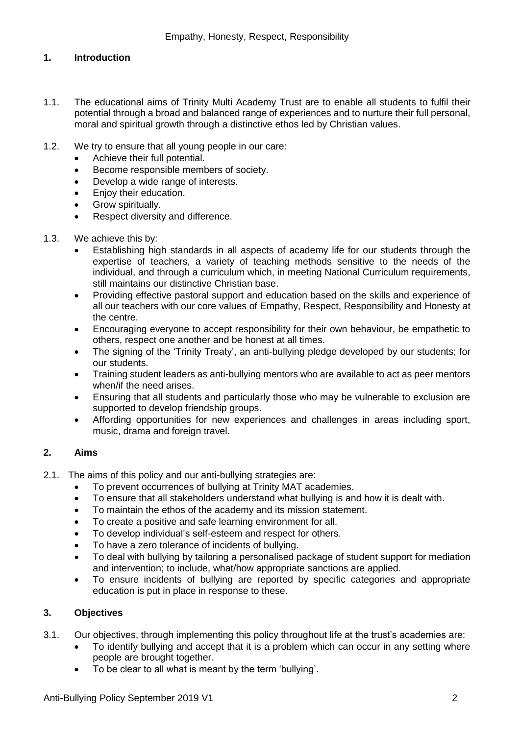## 1. Introduction

1.1. The educational aims of Trinity Multi Academy Trust are to enable all students to fulfil their potential through a broad and balanced range of experiences and to nurture their full personal, moral and spiritual growth through a distinctive ethos led by Christian values.

1.2. We try to ensure that all young people in our care:

- Achieve their full potential.
- Become responsible members of society.
- Develop a wide range of interests.
- Enjoy their education.
- Grow spiritually.
- Respect diversity and difference.

1.3. We achieve this by:

- Establishing high standards in all aspects of academy life for our students through the expertise of teachers, a variety of teaching methods sensitive to the needs of the individual, and through a curriculum which, in meeting National Curriculum requirements, still maintains our distinctive Christian base.
- Providing effective pastoral support and education based on the skills and experience of all our teachers with our core values of Empathy, Respect, Responsibility and Honesty at the centre.
- Encouraging everyone to accept responsibility for their own behaviour, be empathetic to others, respect one another and be honest at all times.
- The signing of the 'Trinity Treaty', an anti-bullying pledge developed by our students; for our students.
- Training student leaders as anti-bullying mentors who are available to act as peer mentors when/if the need arises.
- Ensuring that all students and particularly those who may be vulnerable to exclusion are supported to develop friendship groups.
- Affording opportunities for new experiences and challenges in areas including sport, music, drama and foreign travel.

## 2. Aims

2.1. The aims of this policy and our anti-bullying strategies are:

- To prevent occurrences of bullying at Trinity MAT academies.
- To ensure that all stakeholders understand what bullying is and how it is dealt with.
- To maintain the ethos of the academy and its mission statement.
- To create a positive and safe learning environment for all.
- To develop individual's self-esteem and respect for others.
- To have a zero tolerance of incidents of bullying.
- To deal with bullying by tailoring a personalised package of student support for mediation and intervention; to include, what/how appropriate sanctions are applied.
- To ensure incidents of bullying are reported by specific categories and appropriate education is put in place in response to these.

## 3. Objectives

3.1. Our objectives, through implementing this policy throughout life at the trust's academies are:

- To identify bullying and accept that it is a problem which can occur in any setting where people are brought together.
- To be clear to all what is meant by the term 'bullying'.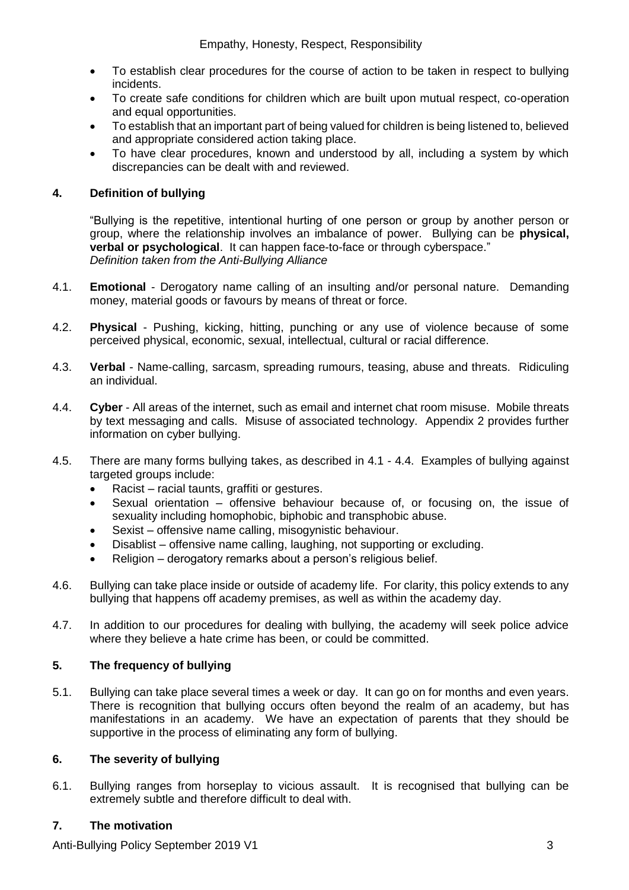- To establish clear procedures for the course of action to be taken in respect to bullying incidents.
- To create safe conditions for children which are built upon mutual respect, co-operation and equal opportunities.
- To establish that an important part of being valued for children is being listened to, believed and appropriate considered action taking place.
- To have clear procedures, known and understood by all, including a system by which discrepancies can be dealt with and reviewed.

## 4. Definition of bullying

"Bullying is the repetitive, intentional hurting of one person or group by another person or group, where the relationship involves an imbalance of power. Bullying can be **physical, verbal or psychological**. It can happen face-to-face or through cyberspace."
*Definition taken from the Anti-Bullying Alliance*

4.1. **Emotional** - Derogatory name calling of an insulting and/or personal nature. Demanding money, material goods or favours by means of threat or force.

4.2. **Physical** - Pushing, kicking, hitting, punching or any use of violence because of some perceived physical, economic, sexual, intellectual, cultural or racial difference.

4.3. **Verbal** - Name-calling, sarcasm, spreading rumours, teasing, abuse and threats. Ridiculing an individual.

4.4. **Cyber** - All areas of the internet, such as email and internet chat room misuse. Mobile threats by text messaging and calls. Misuse of associated technology. Appendix 2 provides further information on cyber bullying.

4.5. There are many forms bullying takes, as described in 4.1 - 4.4. Examples of bullying against targeted groups include:

- Racist – racial taunts, graffiti or gestures.
- Sexual orientation – offensive behaviour because of, or focusing on, the issue of sexuality including homophobic, biphobic and transphobic abuse.
- Sexist – offensive name calling, misogynistic behaviour.
- Disablist – offensive name calling, laughing, not supporting or excluding.
- Religion – derogatory remarks about a person's religious belief.

4.6. Bullying can take place inside or outside of academy life. For clarity, this policy extends to any bullying that happens off academy premises, as well as within the academy day.

4.7. In addition to our procedures for dealing with bullying, the academy will seek police advice where they believe a hate crime has been, or could be committed.

## 5. The frequency of bullying

5.1. Bullying can take place several times a week or day. It can go on for months and even years. There is recognition that bullying occurs often beyond the realm of an academy, but has manifestations in an academy. We have an expectation of parents that they should be supportive in the process of eliminating any form of bullying.

## 6. The severity of bullying

6.1. Bullying ranges from horseplay to vicious assault. It is recognised that bullying can be extremely subtle and therefore difficult to deal with.

## 7. The motivation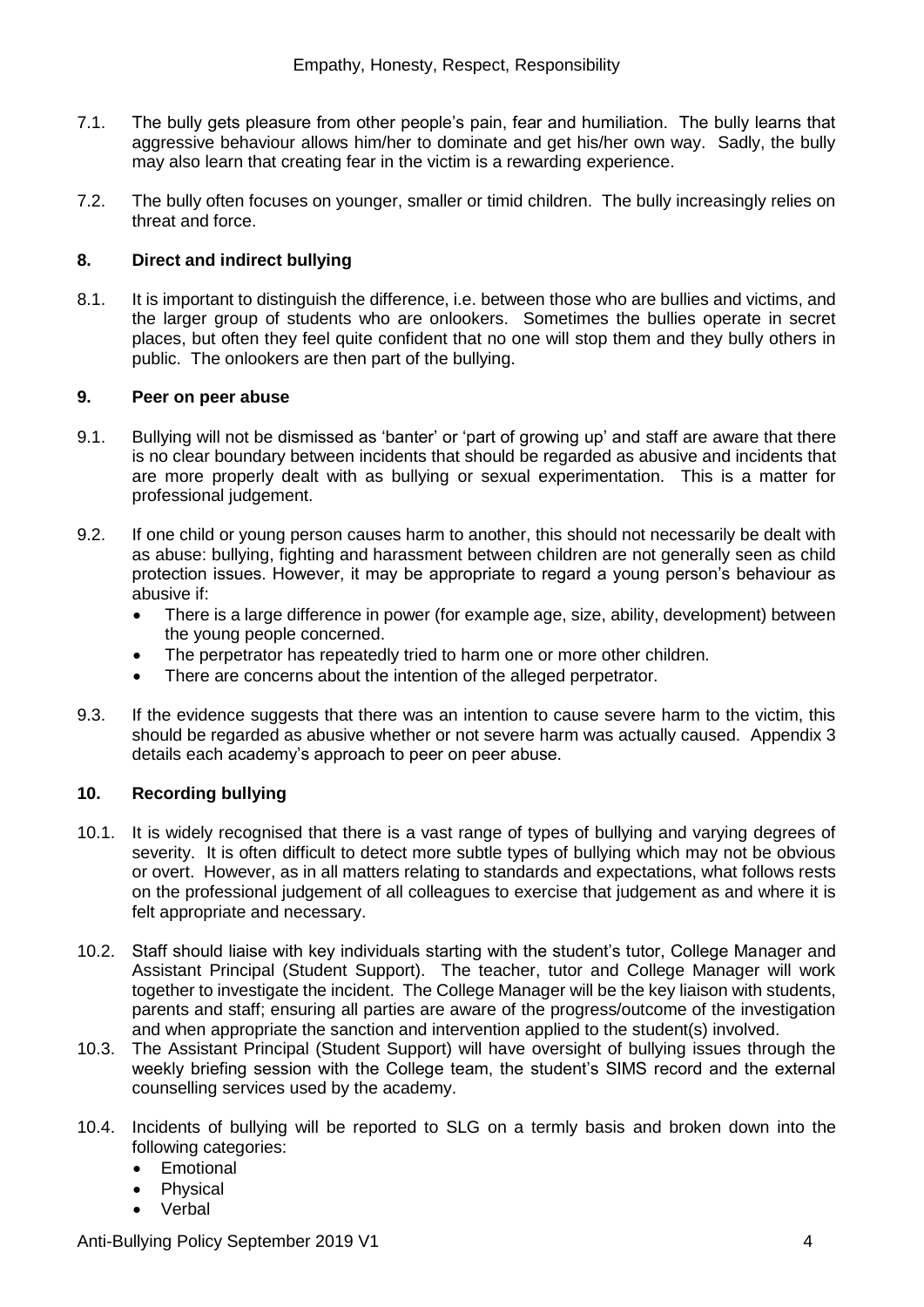7.1. The bully gets pleasure from other people's pain, fear and humiliation. The bully learns that aggressive behaviour allows him/her to dominate and get his/her own way. Sadly, the bully may also learn that creating fear in the victim is a rewarding experience.

7.2. The bully often focuses on younger, smaller or timid children. The bully increasingly relies on threat and force.

## 8. Direct and indirect bullying

8.1. It is important to distinguish the difference, i.e. between those who are bullies and victims, and the larger group of students who are onlookers. Sometimes the bullies operate in secret places, but often they feel quite confident that no one will stop them and they bully others in public. The onlookers are then part of the bullying.

## 9. Peer on peer abuse

9.1. Bullying will not be dismissed as 'banter' or 'part of growing up' and staff are aware that there is no clear boundary between incidents that should be regarded as abusive and incidents that are more properly dealt with as bullying or sexual experimentation. This is a matter for professional judgement.

9.2. If one child or young person causes harm to another, this should not necessarily be dealt with as abuse: bullying, fighting and harassment between children are not generally seen as child protection issues. However, it may be appropriate to regard a young person's behaviour as abusive if:

- There is a large difference in power (for example age, size, ability, development) between the young people concerned.
- The perpetrator has repeatedly tried to harm one or more other children.
- There are concerns about the intention of the alleged perpetrator.

9.3. If the evidence suggests that there was an intention to cause severe harm to the victim, this should be regarded as abusive whether or not severe harm was actually caused. Appendix 3 details each academy's approach to peer on peer abuse.

## 10. Recording bullying

10.1. It is widely recognised that there is a vast range of types of bullying and varying degrees of severity. It is often difficult to detect more subtle types of bullying which may not be obvious or overt. However, as in all matters relating to standards and expectations, what follows rests on the professional judgement of all colleagues to exercise that judgement as and where it is felt appropriate and necessary.

10.2. Staff should liaise with key individuals starting with the student's tutor, College Manager and Assistant Principal (Student Support). The teacher, tutor and College Manager will work together to investigate the incident. The College Manager will be the key liaison with students, parents and staff; ensuring all parties are aware of the progress/outcome of the investigation and when appropriate the sanction and intervention applied to the student(s) involved.

10.3. The Assistant Principal (Student Support) will have oversight of bullying issues through the weekly briefing session with the College team, the student's SIMS record and the external counselling services used by the academy.

10.4. Incidents of bullying will be reported to SLG on a termly basis and broken down into the following categories:

- Emotional
- Physical
- Verbal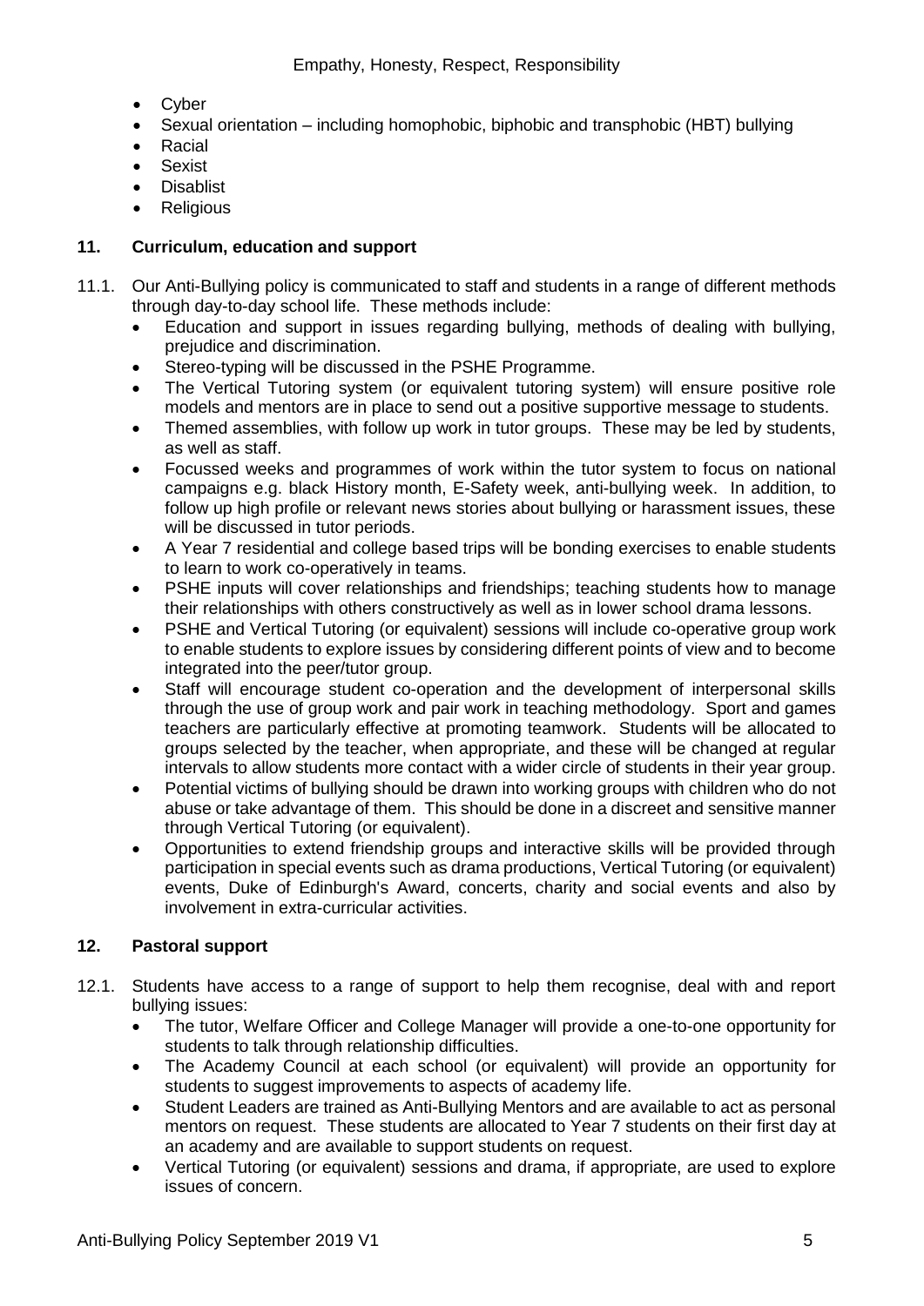- Cyber
- Sexual orientation – including homophobic, biphobic and transphobic (HBT) bullying
- Racial
- Sexist
- Disablist
- Religious

## 11. Curriculum, education and support

11.1. Our Anti-Bullying policy is communicated to staff and students in a range of different methods through day-to-day school life. These methods include:

- Education and support in issues regarding bullying, methods of dealing with bullying, prejudice and discrimination.
- Stereo-typing will be discussed in the PSHE Programme.
- The Vertical Tutoring system (or equivalent tutoring system) will ensure positive role models and mentors are in place to send out a positive supportive message to students.
- Themed assemblies, with follow up work in tutor groups. These may be led by students, as well as staff.
- Focussed weeks and programmes of work within the tutor system to focus on national campaigns e.g. black History month, E-Safety week, anti-bullying week. In addition, to follow up high profile or relevant news stories about bullying or harassment issues, these will be discussed in tutor periods.
- A Year 7 residential and college based trips will be bonding exercises to enable students to learn to work co-operatively in teams.
- PSHE inputs will cover relationships and friendships; teaching students how to manage their relationships with others constructively as well as in lower school drama lessons.
- PSHE and Vertical Tutoring (or equivalent) sessions will include co-operative group work to enable students to explore issues by considering different points of view and to become integrated into the peer/tutor group.
- Staff will encourage student co-operation and the development of interpersonal skills through the use of group work and pair work in teaching methodology. Sport and games teachers are particularly effective at promoting teamwork. Students will be allocated to groups selected by the teacher, when appropriate, and these will be changed at regular intervals to allow students more contact with a wider circle of students in their year group.
- Potential victims of bullying should be drawn into working groups with children who do not abuse or take advantage of them. This should be done in a discreet and sensitive manner through Vertical Tutoring (or equivalent).
- Opportunities to extend friendship groups and interactive skills will be provided through participation in special events such as drama productions, Vertical Tutoring (or equivalent) events, Duke of Edinburgh's Award, concerts, charity and social events and also by involvement in extra-curricular activities.

## 12. Pastoral support

12.1. Students have access to a range of support to help them recognise, deal with and report bullying issues:

- The tutor, Welfare Officer and College Manager will provide a one-to-one opportunity for students to talk through relationship difficulties.
- The Academy Council at each school (or equivalent) will provide an opportunity for students to suggest improvements to aspects of academy life.
- Student Leaders are trained as Anti-Bullying Mentors and are available to act as personal mentors on request. These students are allocated to Year 7 students on their first day at an academy and are available to support students on request.
- Vertical Tutoring (or equivalent) sessions and drama, if appropriate, are used to explore issues of concern.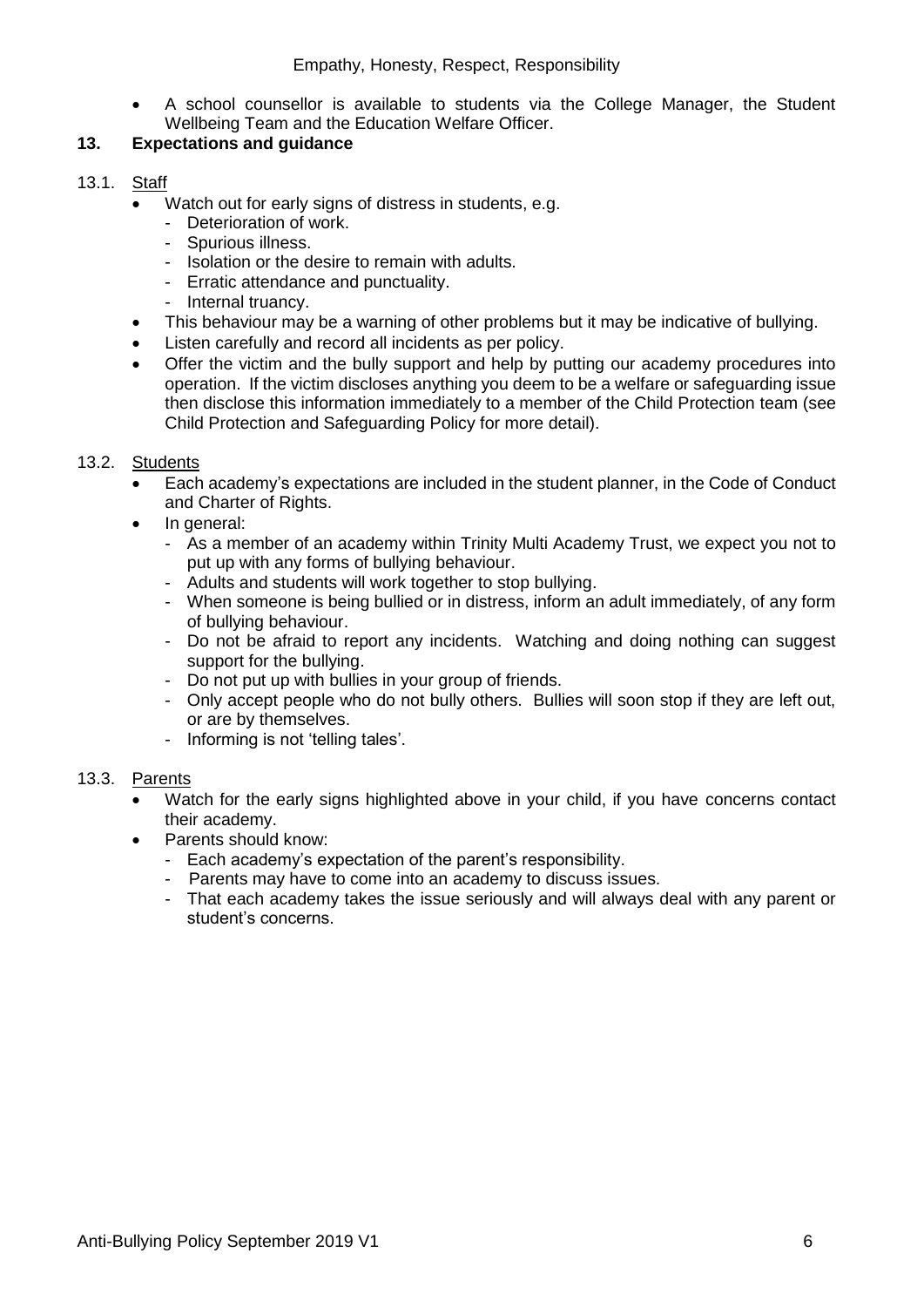- A school counsellor is available to students via the College Manager, the Student Wellbeing Team and the Education Welfare Officer.

## 13. Expectations and guidance

### 13.1. Staff

- Watch out for early signs of distress in students, e.g.
  - Deterioration of work.
  - Spurious illness.
  - Isolation or the desire to remain with adults.
  - Erratic attendance and punctuality.
  - Internal truancy.
- This behaviour may be a warning of other problems but it may be indicative of bullying.
- Listen carefully and record all incidents as per policy.
- Offer the victim and the bully support and help by putting our academy procedures into operation. If the victim discloses anything you deem to be a welfare or safeguarding issue then disclose this information immediately to a member of the Child Protection team (see Child Protection and Safeguarding Policy for more detail).

### 13.2. Students

- Each academy's expectations are included in the student planner, in the Code of Conduct and Charter of Rights.
- In general:
  - As a member of an academy within Trinity Multi Academy Trust, we expect you not to put up with any forms of bullying behaviour.
  - Adults and students will work together to stop bullying.
  - When someone is being bullied or in distress, inform an adult immediately, of any form of bullying behaviour.
  - Do not be afraid to report any incidents. Watching and doing nothing can suggest support for the bullying.
  - Do not put up with bullies in your group of friends.
  - Only accept people who do not bully others. Bullies will soon stop if they are left out, or are by themselves.
  - Informing is not 'telling tales'.

### 13.3. Parents

- Watch for the early signs highlighted above in your child, if you have concerns contact their academy.
- Parents should know:
  - Each academy's expectation of the parent's responsibility.
  - Parents may have to come into an academy to discuss issues.
  - That each academy takes the issue seriously and will always deal with any parent or student's concerns.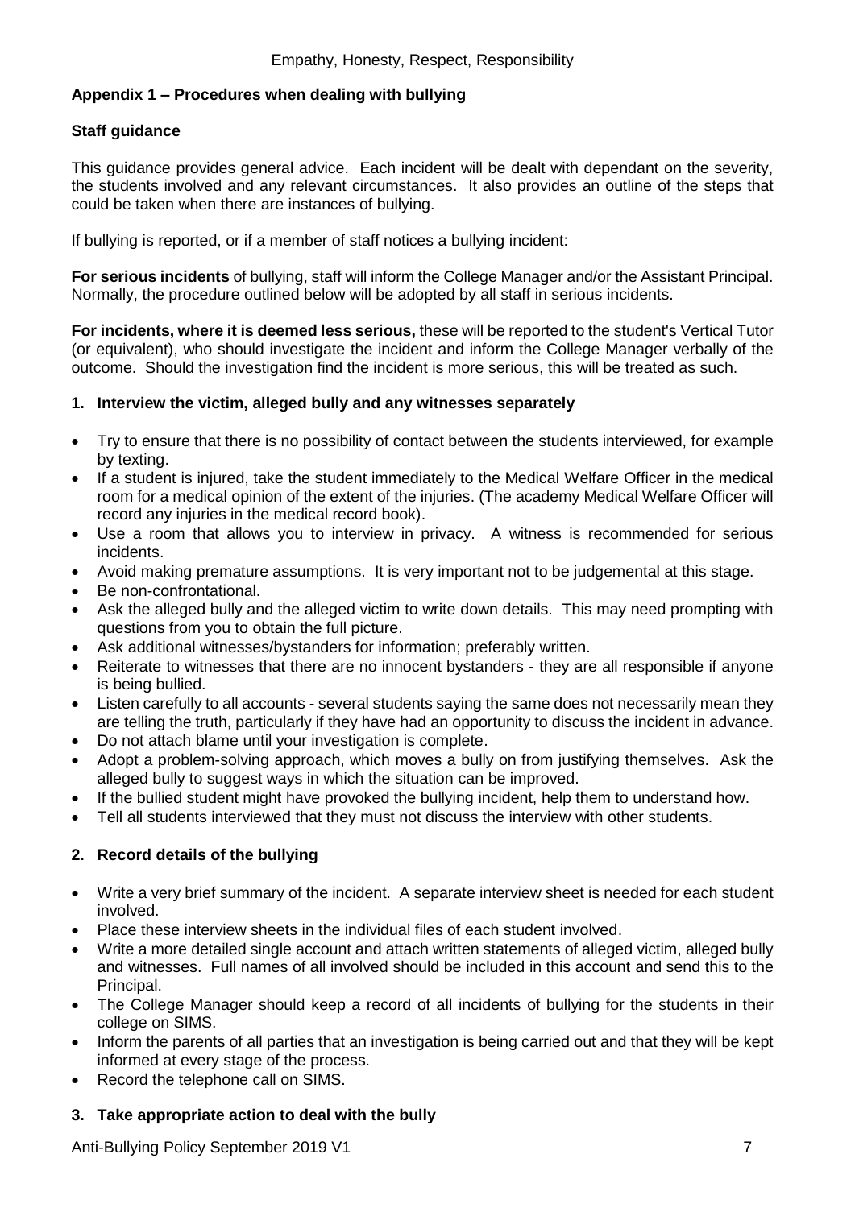## Appendix 1 – Procedures when dealing with bullying

### Staff guidance

This guidance provides general advice. Each incident will be dealt with dependant on the severity, the students involved and any relevant circumstances. It also provides an outline of the steps that could be taken when there are instances of bullying.

If bullying is reported, or if a member of staff notices a bullying incident:

**For serious incidents** of bullying, staff will inform the College Manager and/or the Assistant Principal. Normally, the procedure outlined below will be adopted by all staff in serious incidents.

**For incidents, where it is deemed less serious,** these will be reported to the student's Vertical Tutor (or equivalent), who should investigate the incident and inform the College Manager verbally of the outcome. Should the investigation find the incident is more serious, this will be treated as such.

### 1. Interview the victim, alleged bully and any witnesses separately

- Try to ensure that there is no possibility of contact between the students interviewed, for example by texting.
- If a student is injured, take the student immediately to the Medical Welfare Officer in the medical room for a medical opinion of the extent of the injuries. (The academy Medical Welfare Officer will record any injuries in the medical record book).
- Use a room that allows you to interview in privacy. A witness is recommended for serious incidents.
- Avoid making premature assumptions. It is very important not to be judgemental at this stage.
- Be non-confrontational.
- Ask the alleged bully and the alleged victim to write down details. This may need prompting with questions from you to obtain the full picture.
- Ask additional witnesses/bystanders for information; preferably written.
- Reiterate to witnesses that there are no innocent bystanders - they are all responsible if anyone is being bullied.
- Listen carefully to all accounts - several students saying the same does not necessarily mean they are telling the truth, particularly if they have had an opportunity to discuss the incident in advance.
- Do not attach blame until your investigation is complete.
- Adopt a problem-solving approach, which moves a bully on from justifying themselves. Ask the alleged bully to suggest ways in which the situation can be improved.
- If the bullied student might have provoked the bullying incident, help them to understand how.
- Tell all students interviewed that they must not discuss the interview with other students.

### 2. Record details of the bullying

- Write a very brief summary of the incident. A separate interview sheet is needed for each student involved.
- Place these interview sheets in the individual files of each student involved.
- Write a more detailed single account and attach written statements of alleged victim, alleged bully and witnesses. Full names of all involved should be included in this account and send this to the Principal.
- The College Manager should keep a record of all incidents of bullying for the students in their college on SIMS.
- Inform the parents of all parties that an investigation is being carried out and that they will be kept informed at every stage of the process.
- Record the telephone call on SIMS.

### 3. Take appropriate action to deal with the bully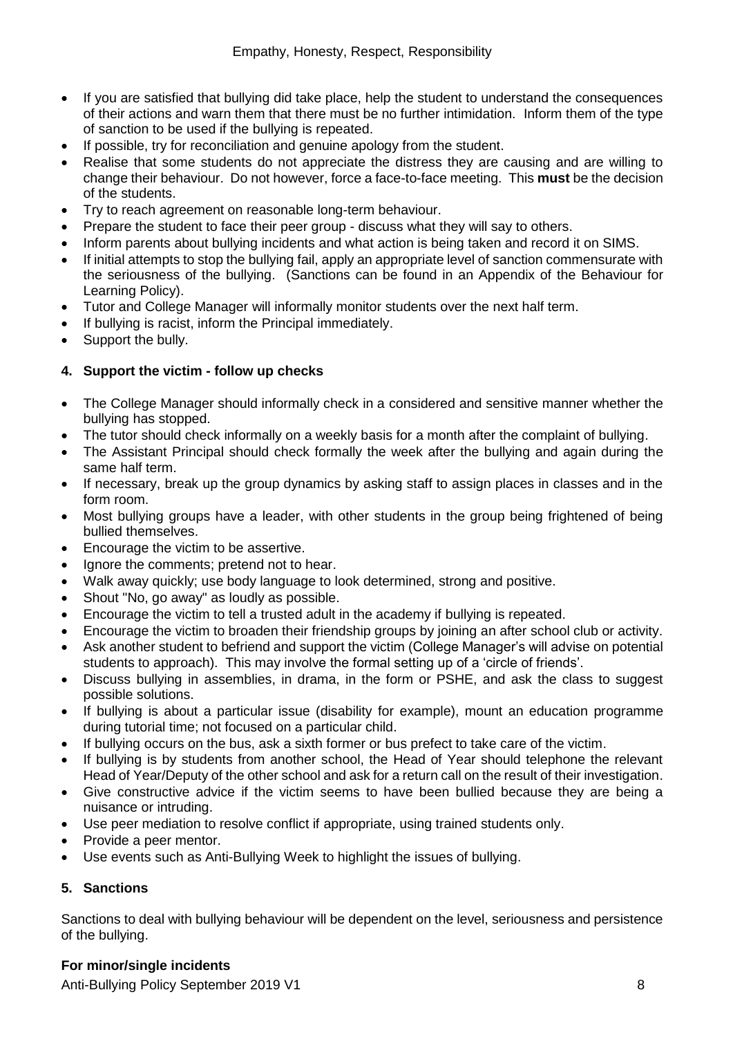- If you are satisfied that bullying did take place, help the student to understand the consequences of their actions and warn them that there must be no further intimidation. Inform them of the type of sanction to be used if the bullying is repeated.
- If possible, try for reconciliation and genuine apology from the student.
- Realise that some students do not appreciate the distress they are causing and are willing to change their behaviour. Do not however, force a face-to-face meeting. This **must** be the decision of the students.
- Try to reach agreement on reasonable long-term behaviour.
- Prepare the student to face their peer group - discuss what they will say to others.
- Inform parents about bullying incidents and what action is being taken and record it on SIMS.
- If initial attempts to stop the bullying fail, apply an appropriate level of sanction commensurate with the seriousness of the bullying. (Sanctions can be found in an Appendix of the Behaviour for Learning Policy).
- Tutor and College Manager will informally monitor students over the next half term.
- If bullying is racist, inform the Principal immediately.
- Support the bully.

### 4. Support the victim - follow up checks

- The College Manager should informally check in a considered and sensitive manner whether the bullying has stopped.
- The tutor should check informally on a weekly basis for a month after the complaint of bullying.
- The Assistant Principal should check formally the week after the bullying and again during the same half term.
- If necessary, break up the group dynamics by asking staff to assign places in classes and in the form room.
- Most bullying groups have a leader, with other students in the group being frightened of being bullied themselves.
- Encourage the victim to be assertive.
- Ignore the comments; pretend not to hear.
- Walk away quickly; use body language to look determined, strong and positive.
- Shout "No, go away" as loudly as possible.
- Encourage the victim to tell a trusted adult in the academy if bullying is repeated.
- Encourage the victim to broaden their friendship groups by joining an after school club or activity.
- Ask another student to befriend and support the victim (College Manager's will advise on potential students to approach). This may involve the formal setting up of a 'circle of friends'.
- Discuss bullying in assemblies, in drama, in the form or PSHE, and ask the class to suggest possible solutions.
- If bullying is about a particular issue (disability for example), mount an education programme during tutorial time; not focused on a particular child.
- If bullying occurs on the bus, ask a sixth former or bus prefect to take care of the victim.
- If bullying is by students from another school, the Head of Year should telephone the relevant Head of Year/Deputy of the other school and ask for a return call on the result of their investigation.
- Give constructive advice if the victim seems to have been bullied because they are being a nuisance or intruding.
- Use peer mediation to resolve conflict if appropriate, using trained students only.
- Provide a peer mentor.
- Use events such as Anti-Bullying Week to highlight the issues of bullying.

### 5. Sanctions

Sanctions to deal with bullying behaviour will be dependent on the level, seriousness and persistence of the bullying.

**For minor/single incidents**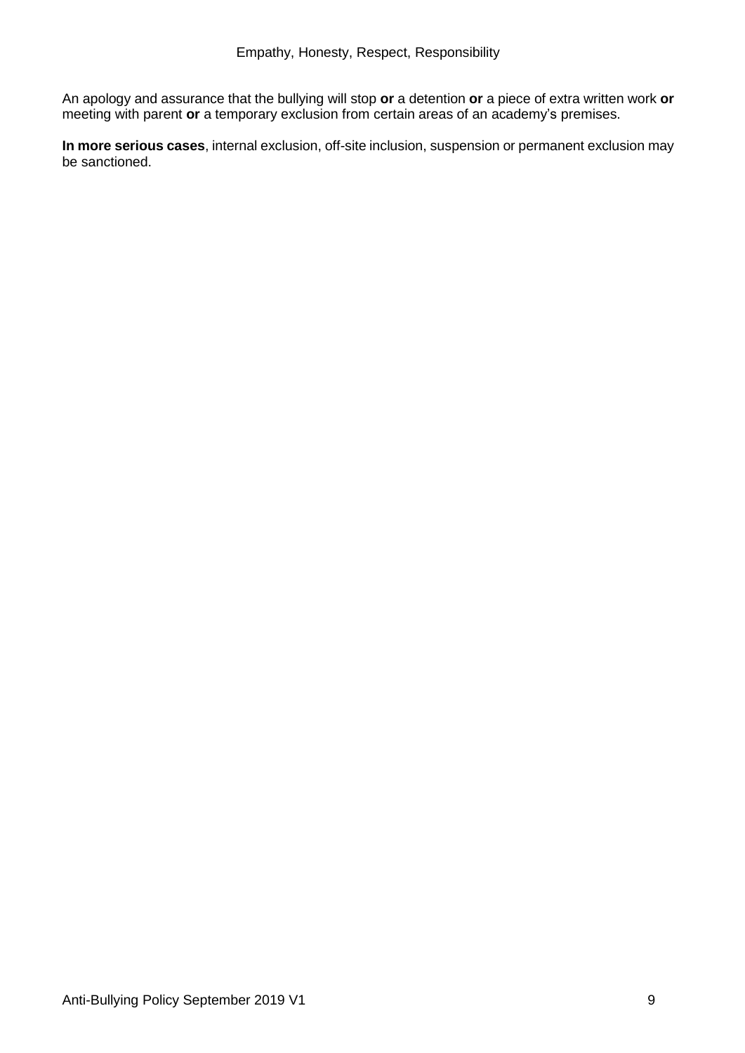An apology and assurance that the bullying will stop **or** a detention **or** a piece of extra written work **or** meeting with parent **or** a temporary exclusion from certain areas of an academy's premises.

**In more serious cases**, internal exclusion, off-site inclusion, suspension or permanent exclusion may be sanctioned.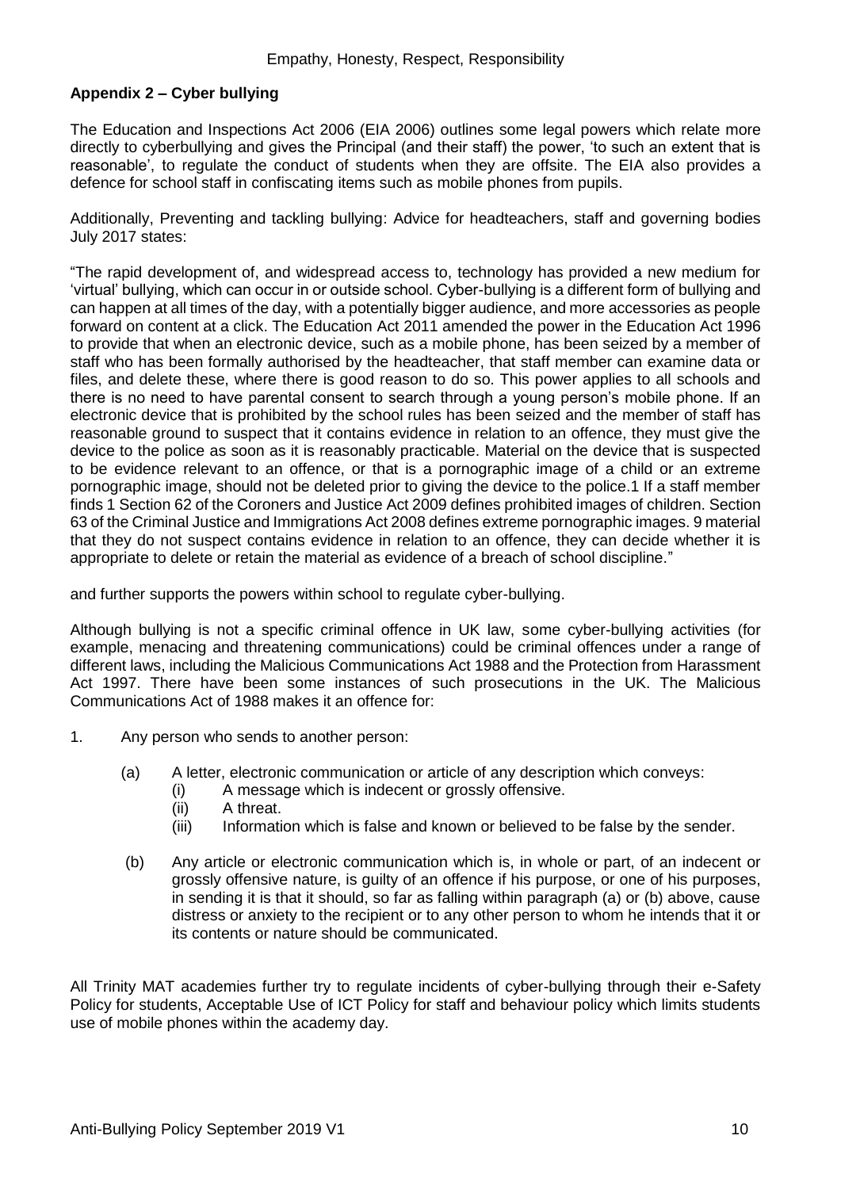## Appendix 2 – Cyber bullying

The Education and Inspections Act 2006 (EIA 2006) outlines some legal powers which relate more directly to cyberbullying and gives the Principal (and their staff) the power, 'to such an extent that is reasonable', to regulate the conduct of students when they are offsite. The EIA also provides a defence for school staff in confiscating items such as mobile phones from pupils.

Additionally, Preventing and tackling bullying: Advice for headteachers, staff and governing bodies July 2017 states:

"The rapid development of, and widespread access to, technology has provided a new medium for 'virtual' bullying, which can occur in or outside school. Cyber-bullying is a different form of bullying and can happen at all times of the day, with a potentially bigger audience, and more accessories as people forward on content at a click. The Education Act 2011 amended the power in the Education Act 1996 to provide that when an electronic device, such as a mobile phone, has been seized by a member of staff who has been formally authorised by the headteacher, that staff member can examine data or files, and delete these, where there is good reason to do so. This power applies to all schools and there is no need to have parental consent to search through a young person's mobile phone. If an electronic device that is prohibited by the school rules has been seized and the member of staff has reasonable ground to suspect that it contains evidence in relation to an offence, they must give the device to the police as soon as it is reasonably practicable. Material on the device that is suspected to be evidence relevant to an offence, or that is a pornographic image of a child or an extreme pornographic image, should not be deleted prior to giving the device to the police.1 If a staff member finds 1 Section 62 of the Coroners and Justice Act 2009 defines prohibited images of children. Section 63 of the Criminal Justice and Immigrations Act 2008 defines extreme pornographic images. 9 material that they do not suspect contains evidence in relation to an offence, they can decide whether it is appropriate to delete or retain the material as evidence of a breach of school discipline."

and further supports the powers within school to regulate cyber-bullying.

Although bullying is not a specific criminal offence in UK law, some cyber-bullying activities (for example, menacing and threatening communications) could be criminal offences under a range of different laws, including the Malicious Communications Act 1988 and the Protection from Harassment Act 1997. There have been some instances of such prosecutions in the UK. The Malicious Communications Act of 1988 makes it an offence for:

1. Any person who sends to another person:

   (a) A letter, electronic communication or article of any description which conveys:
      - (i) A message which is indecent or grossly offensive.
      - (ii) A threat.
      - (iii) Information which is false and known or believed to be false by the sender.

   (b) Any article or electronic communication which is, in whole or part, of an indecent or grossly offensive nature, is guilty of an offence if his purpose, or one of his purposes, in sending it is that it should, so far as falling within paragraph (a) or (b) above, cause distress or anxiety to the recipient or to any other person to whom he intends that it or its contents or nature should be communicated.

All Trinity MAT academies further try to regulate incidents of cyber-bullying through their e-Safety Policy for students, Acceptable Use of ICT Policy for staff and behaviour policy which limits students use of mobile phones within the academy day.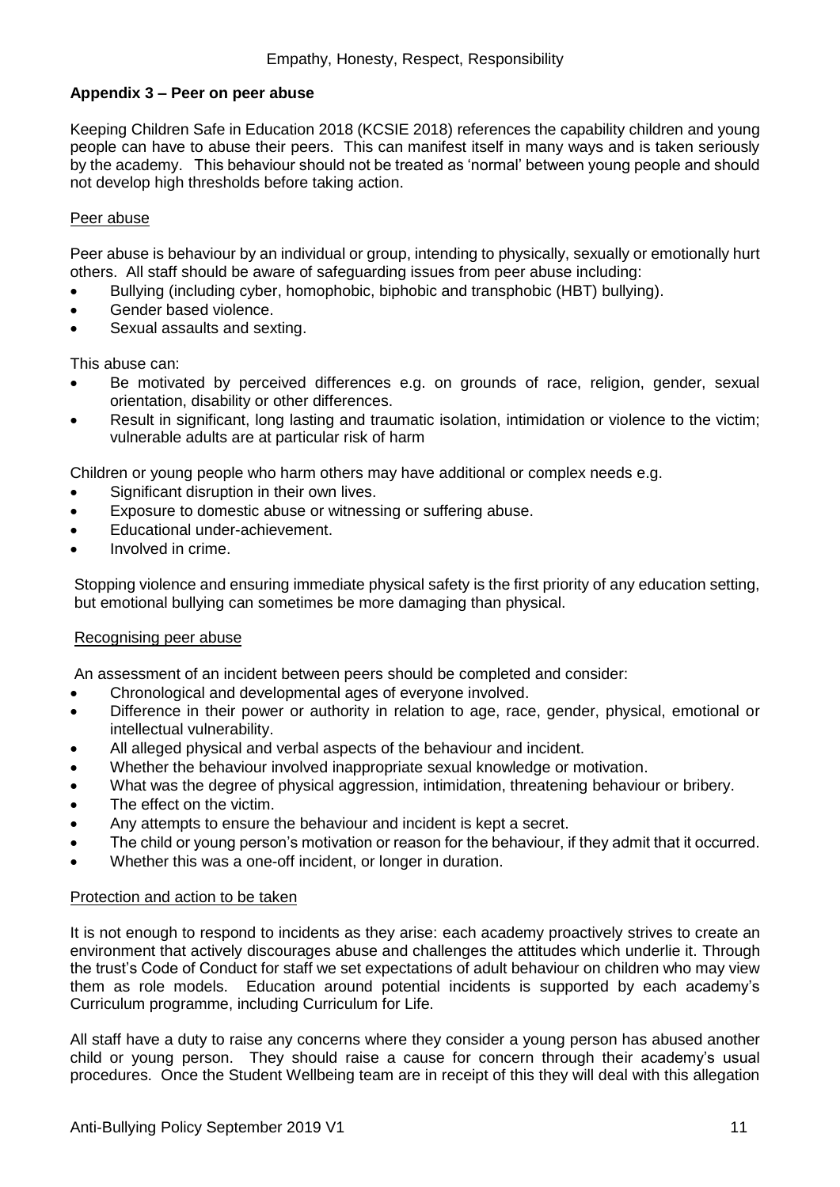**Appendix 3 – Peer on peer abuse**

Keeping Children Safe in Education 2018 (KCSIE 2018) references the capability children and young people can have to abuse their peers. This can manifest itself in many ways and is taken seriously by the academy. This behaviour should not be treated as 'normal' between young people and should not develop high thresholds before taking action.

Peer abuse

Peer abuse is behaviour by an individual or group, intending to physically, sexually or emotionally hurt others. All staff should be aware of safeguarding issues from peer abuse including:

- Bullying (including cyber, homophobic, biphobic and transphobic (HBT) bullying).
- Gender based violence.
- Sexual assaults and sexting.

This abuse can:

- Be motivated by perceived differences e.g. on grounds of race, religion, gender, sexual orientation, disability or other differences.
- Result in significant, long lasting and traumatic isolation, intimidation or violence to the victim; vulnerable adults are at particular risk of harm

Children or young people who harm others may have additional or complex needs e.g.

- Significant disruption in their own lives.
- Exposure to domestic abuse or witnessing or suffering abuse.
- Educational under-achievement.
- Involved in crime.

Stopping violence and ensuring immediate physical safety is the first priority of any education setting, but emotional bullying can sometimes be more damaging than physical.

Recognising peer abuse

An assessment of an incident between peers should be completed and consider:

- Chronological and developmental ages of everyone involved.
- Difference in their power or authority in relation to age, race, gender, physical, emotional or intellectual vulnerability.
- All alleged physical and verbal aspects of the behaviour and incident.
- Whether the behaviour involved inappropriate sexual knowledge or motivation.
- What was the degree of physical aggression, intimidation, threatening behaviour or bribery.
- The effect on the victim.
- Any attempts to ensure the behaviour and incident is kept a secret.
- The child or young person's motivation or reason for the behaviour, if they admit that it occurred.
- Whether this was a one-off incident, or longer in duration.

Protection and action to be taken

It is not enough to respond to incidents as they arise: each academy proactively strives to create an environment that actively discourages abuse and challenges the attitudes which underlie it. Through the trust's Code of Conduct for staff we set expectations of adult behaviour on children who may view them as role models. Education around potential incidents is supported by each academy's Curriculum programme, including Curriculum for Life.

All staff have a duty to raise any concerns where they consider a young person has abused another child or young person. They should raise a cause for concern through their academy's usual procedures. Once the Student Wellbeing team are in receipt of this they will deal with this allegation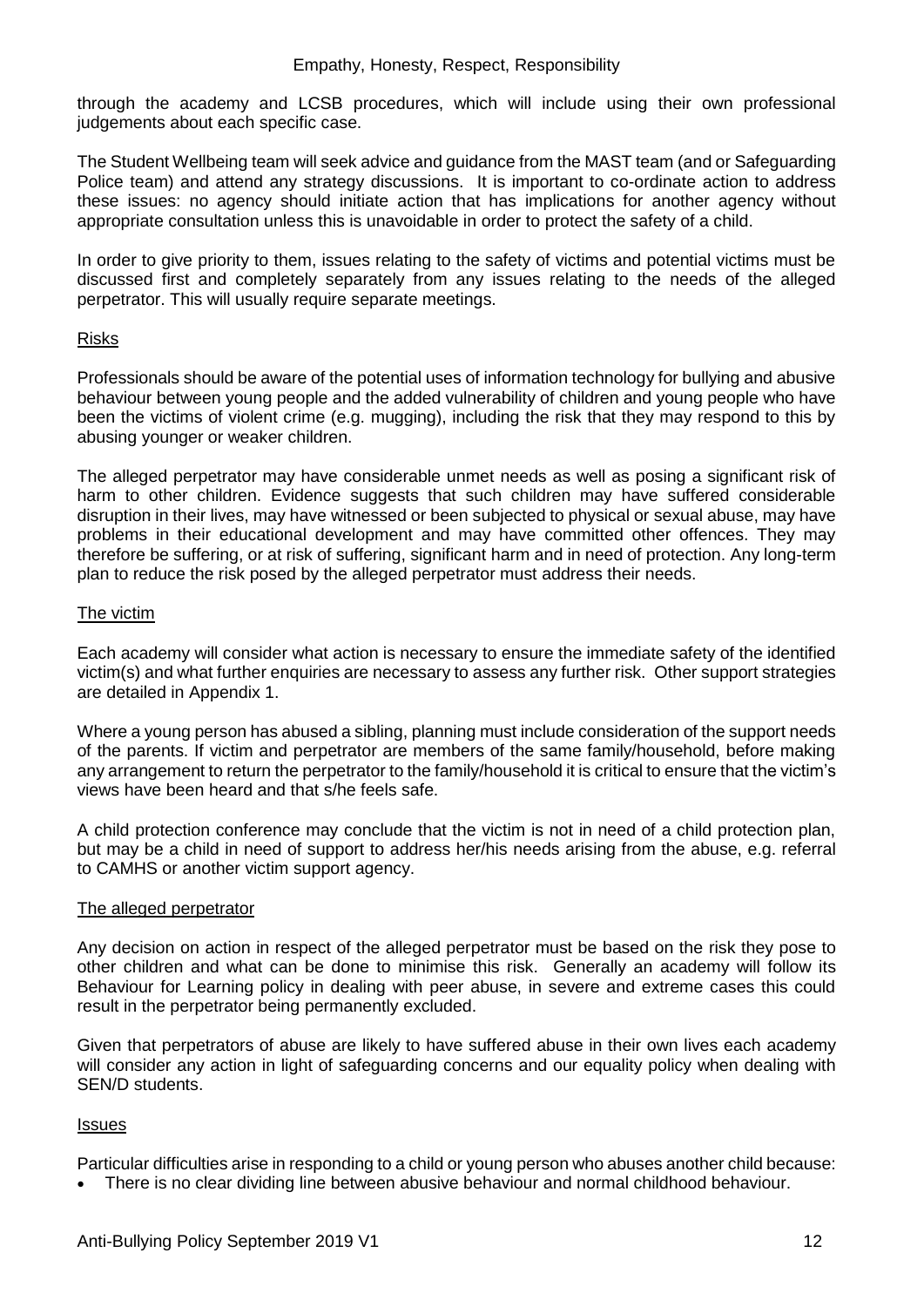through the academy and LCSB procedures, which will include using their own professional judgements about each specific case.

The Student Wellbeing team will seek advice and guidance from the MAST team (and or Safeguarding Police team) and attend any strategy discussions. It is important to co-ordinate action to address these issues: no agency should initiate action that has implications for another agency without appropriate consultation unless this is unavoidable in order to protect the safety of a child.

In order to give priority to them, issues relating to the safety of victims and potential victims must be discussed first and completely separately from any issues relating to the needs of the alleged perpetrator. This will usually require separate meetings.

## Risks

Professionals should be aware of the potential uses of information technology for bullying and abusive behaviour between young people and the added vulnerability of children and young people who have been the victims of violent crime (e.g. mugging), including the risk that they may respond to this by abusing younger or weaker children.

The alleged perpetrator may have considerable unmet needs as well as posing a significant risk of harm to other children. Evidence suggests that such children may have suffered considerable disruption in their lives, may have witnessed or been subjected to physical or sexual abuse, may have problems in their educational development and may have committed other offences. They may therefore be suffering, or at risk of suffering, significant harm and in need of protection. Any long-term plan to reduce the risk posed by the alleged perpetrator must address their needs.

## The victim

Each academy will consider what action is necessary to ensure the immediate safety of the identified victim(s) and what further enquiries are necessary to assess any further risk. Other support strategies are detailed in Appendix 1.

Where a young person has abused a sibling, planning must include consideration of the support needs of the parents. If victim and perpetrator are members of the same family/household, before making any arrangement to return the perpetrator to the family/household it is critical to ensure that the victim's views have been heard and that s/he feels safe.

A child protection conference may conclude that the victim is not in need of a child protection plan, but may be a child in need of support to address her/his needs arising from the abuse, e.g. referral to CAMHS or another victim support agency.

## The alleged perpetrator

Any decision on action in respect of the alleged perpetrator must be based on the risk they pose to other children and what can be done to minimise this risk. Generally an academy will follow its Behaviour for Learning policy in dealing with peer abuse, in severe and extreme cases this could result in the perpetrator being permanently excluded.

Given that perpetrators of abuse are likely to have suffered abuse in their own lives each academy will consider any action in light of safeguarding concerns and our equality policy when dealing with SEN/D students.

## Issues

Particular difficulties arise in responding to a child or young person who abuses another child because:

- There is no clear dividing line between abusive behaviour and normal childhood behaviour.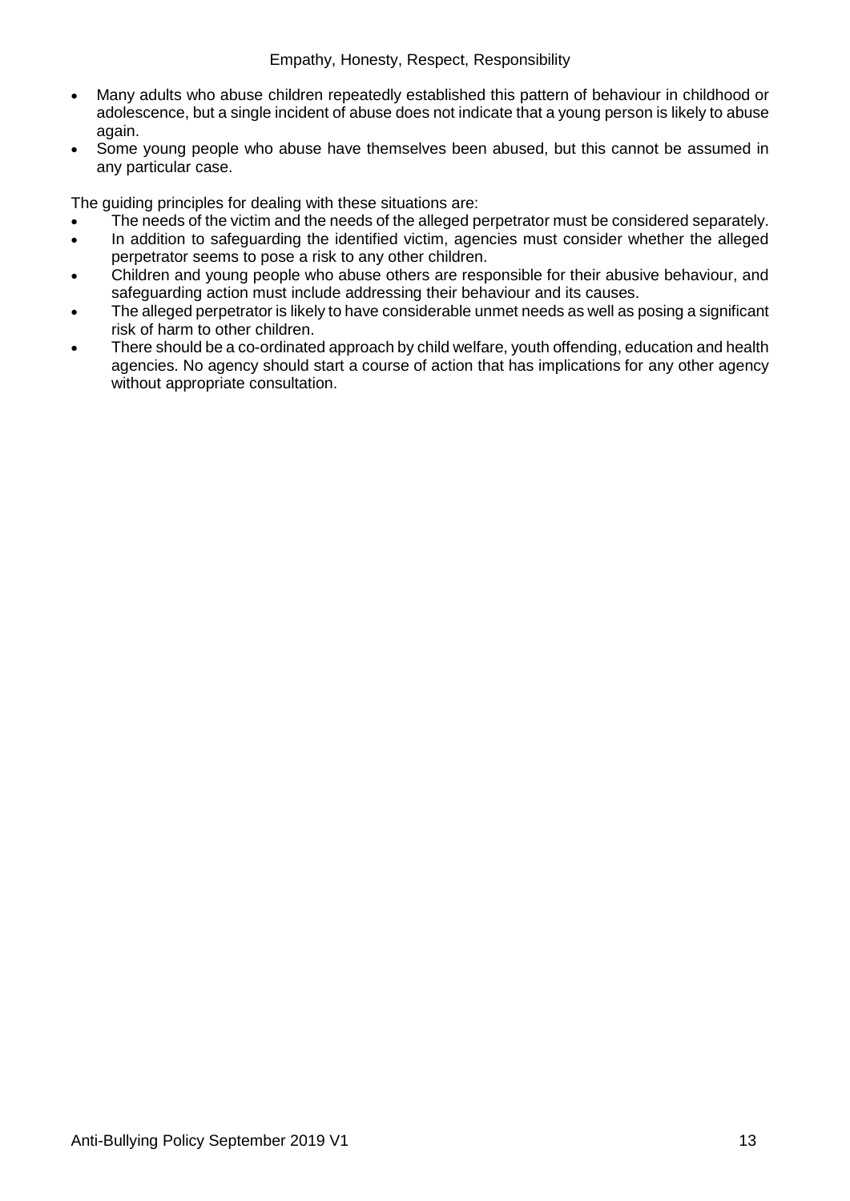- Many adults who abuse children repeatedly established this pattern of behaviour in childhood or adolescence, but a single incident of abuse does not indicate that a young person is likely to abuse again.
- Some young people who abuse have themselves been abused, but this cannot be assumed in any particular case.

The guiding principles for dealing with these situations are:

- The needs of the victim and the needs of the alleged perpetrator must be considered separately.
- In addition to safeguarding the identified victim, agencies must consider whether the alleged perpetrator seems to pose a risk to any other children.
- Children and young people who abuse others are responsible for their abusive behaviour, and safeguarding action must include addressing their behaviour and its causes.
- The alleged perpetrator is likely to have considerable unmet needs as well as posing a significant risk of harm to other children.
- There should be a co-ordinated approach by child welfare, youth offending, education and health agencies. No agency should start a course of action that has implications for any other agency without appropriate consultation.